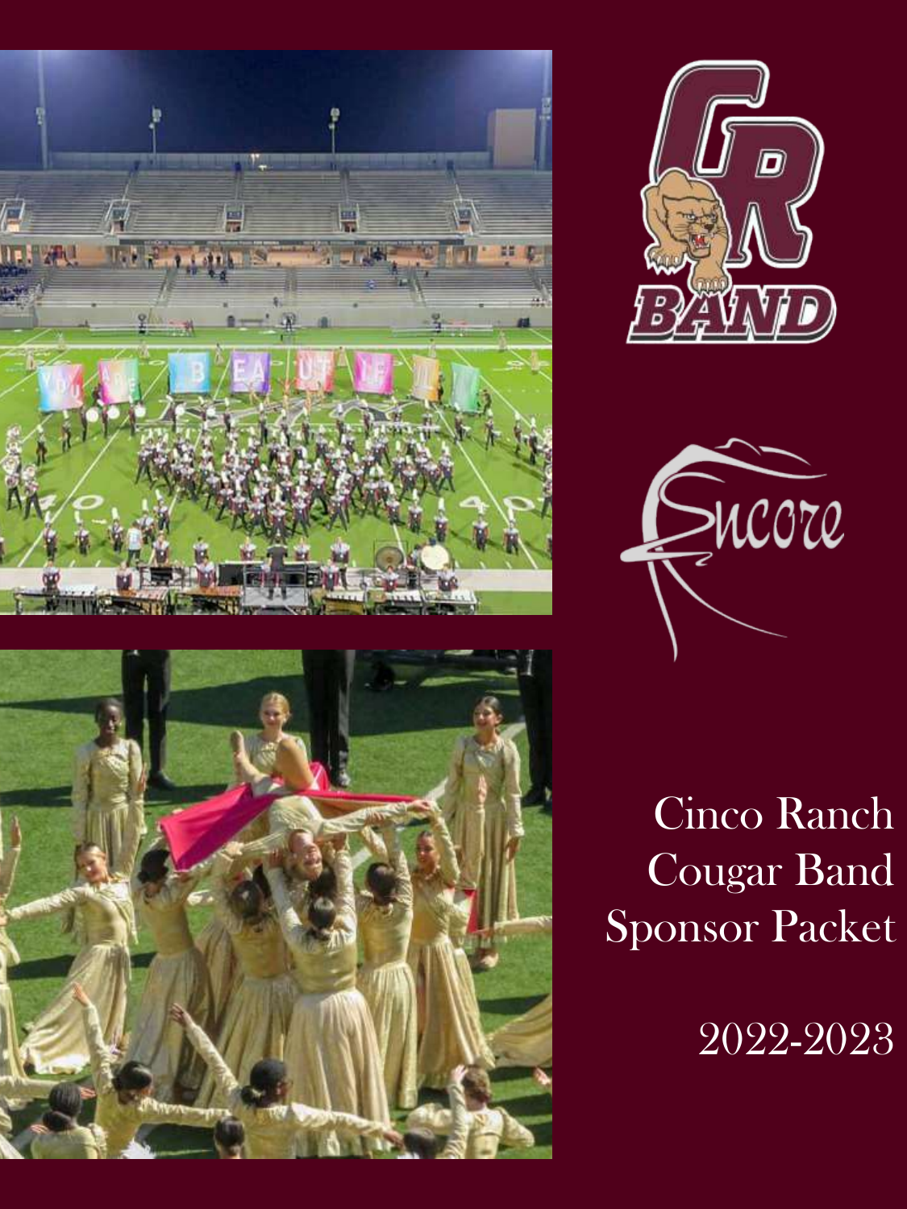# Cinco Ranch Cougar Band Sponsor Packet

2022-2023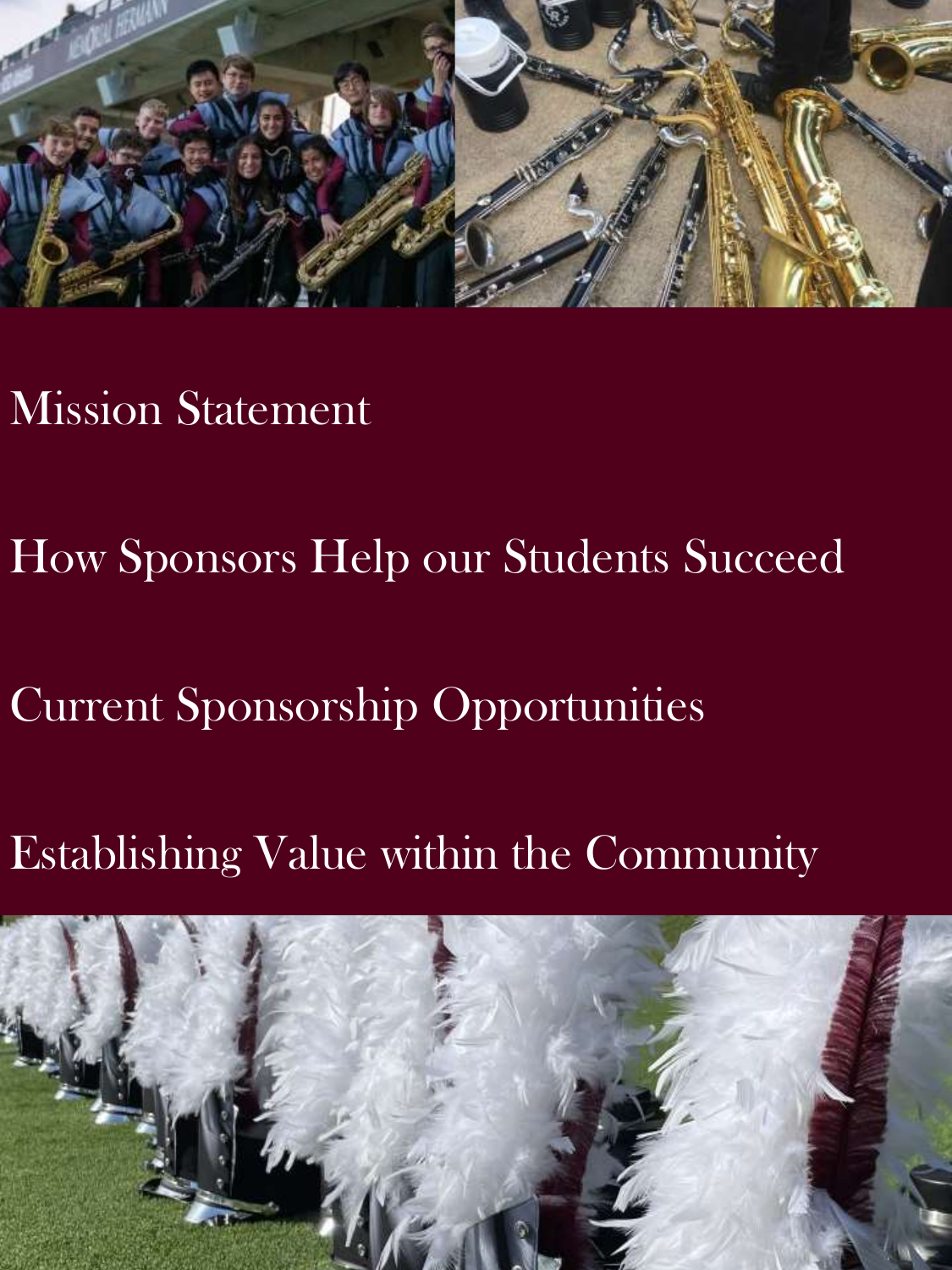Mission Statement

How Sponsors Help our Students Succeed

Current Sponsorship Opportunities

Establishing Value within the Community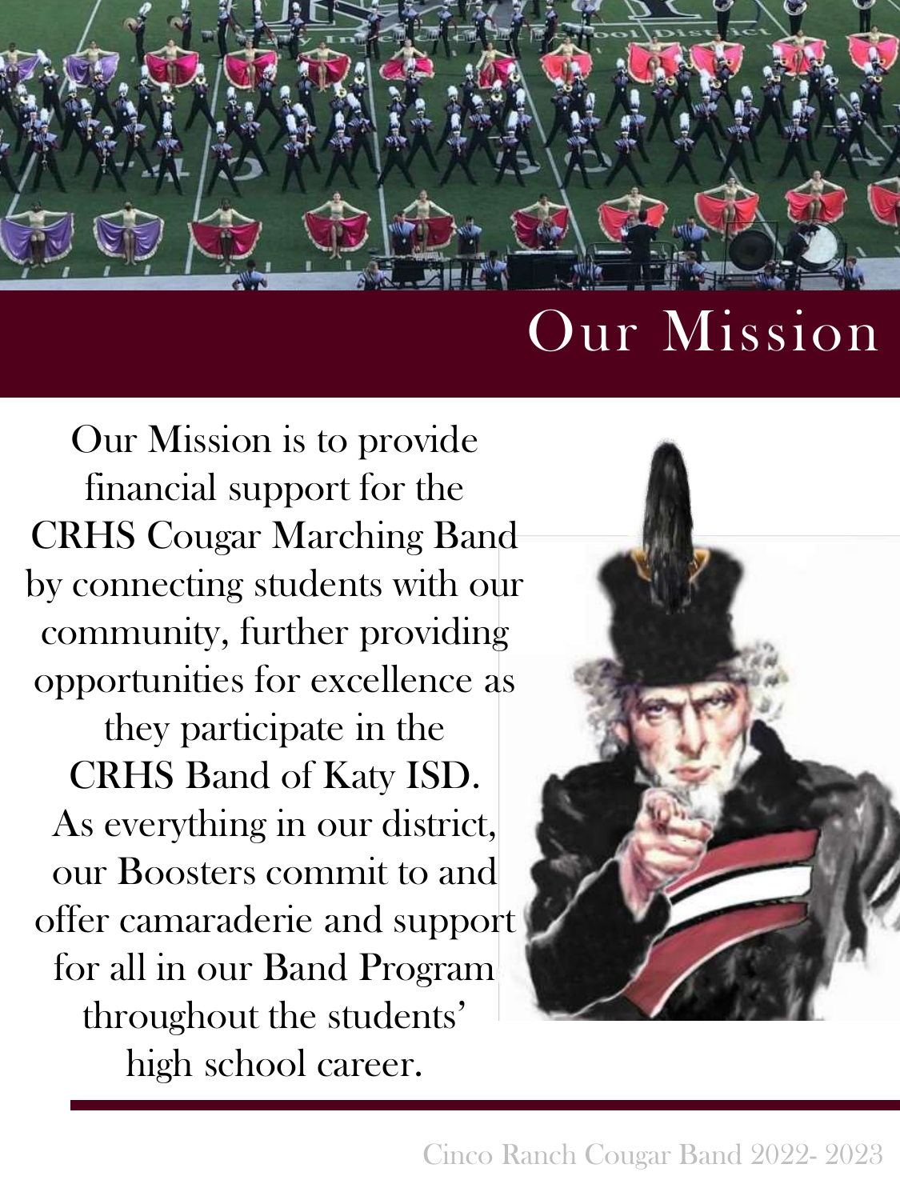# Our Mission

Our Mission is to provide financial support for the CRHS Cougar Marching Band by connecting students with our community, further providing opportunities for excellence as they participate in the CRHS Band of Katy ISD. As everything in our district, our Boosters commit to and offer camaraderie and support for all in our Band Program throughout the students' high school career.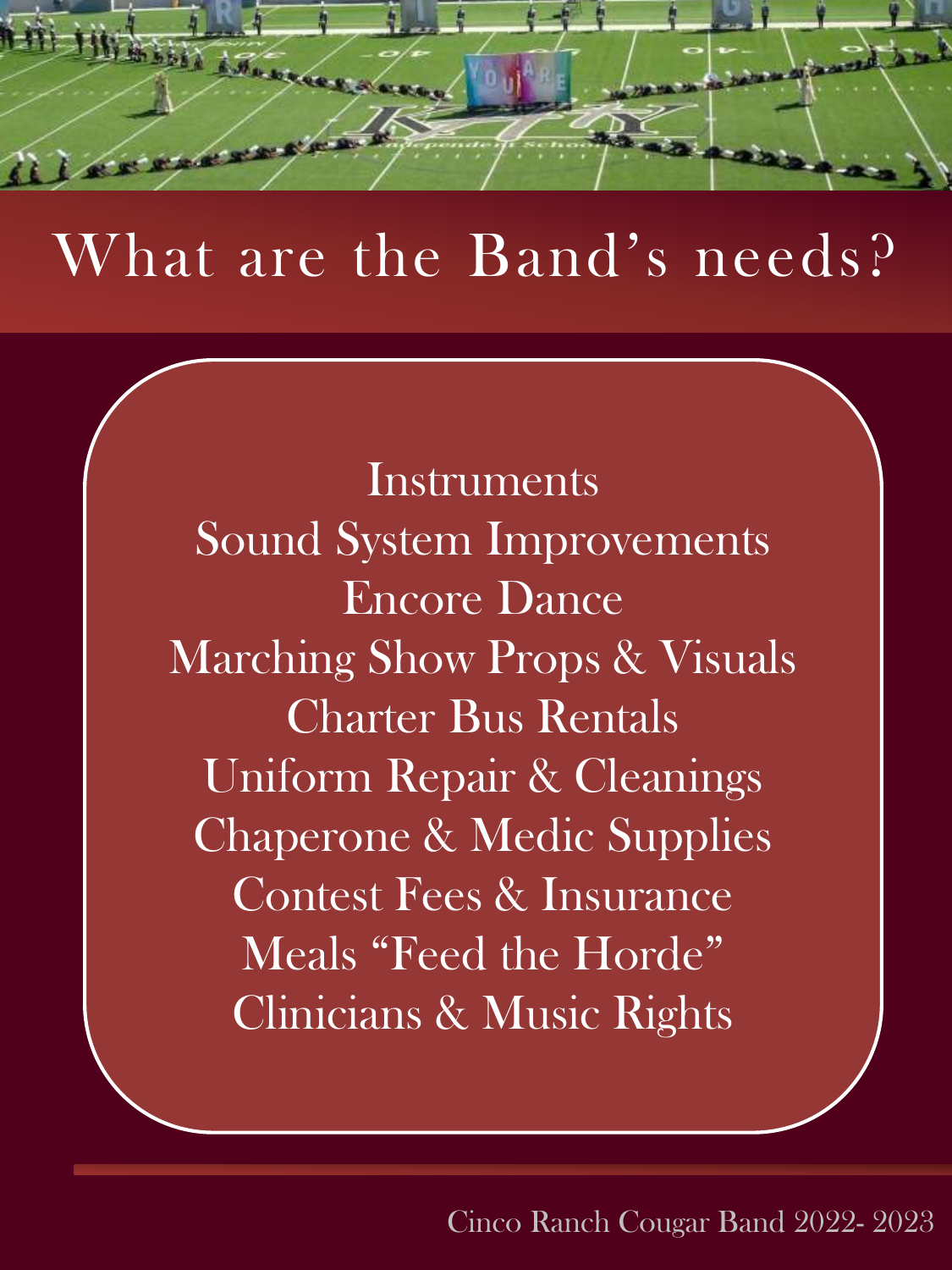# What are the Band's needs?

Instruments
Sound System Improvements
Encore Dance
Marching Show Props & Visuals
Charter Bus Rentals
Uniform Repair & Cleanings
Chaperone & Medic Supplies
Contest Fees & Insurance
Meals "Feed the Horde"
Clinicians & Music Rights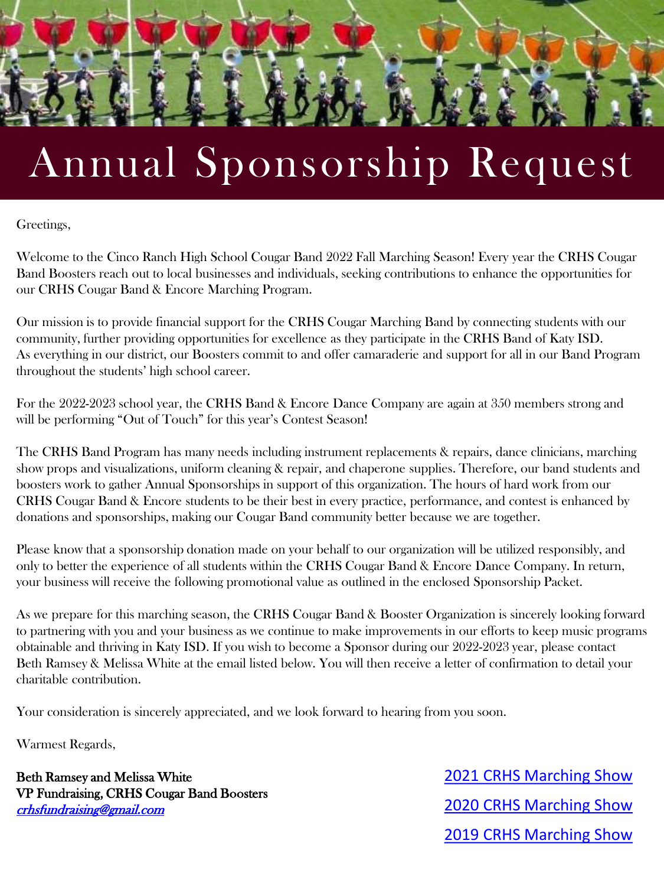# Annual Sponsorship Request

Greetings,

Welcome to the Cinco Ranch High School Cougar Band 2022 Fall Marching Season! Every year the CRHS Cougar Band Boosters reach out to local businesses and individuals, seeking contributions to enhance the opportunities for our CRHS Cougar Band & Encore Marching Program.

Our mission is to provide financial support for the CRHS Cougar Marching Band by connecting students with our community, further providing opportunities for excellence as they participate in the CRHS Band of Katy ISD. As everything in our district, our Boosters commit to and offer camaraderie and support for all in our Band Program throughout the students' high school career.

For the 2022-2023 school year, the CRHS Band & Encore Dance Company are again at 350 members strong and will be performing "Out of Touch" for this year's Contest Season!

The CRHS Band Program has many needs including instrument replacements & repairs, dance clinicians, marching show props and visualizations, uniform cleaning & repair, and chaperone supplies. Therefore, our band students and boosters work to gather Annual Sponsorships in support of this organization. The hours of hard work from our CRHS Cougar Band & Encore students to be their best in every practice, performance, and contest is enhanced by donations and sponsorships, making our Cougar Band community better because we are together.

Please know that a sponsorship donation made on your behalf to our organization will be utilized responsibly, and only to better the experience of all students within the CRHS Cougar Band & Encore Dance Company. In return, your business will receive the following promotional value as outlined in the enclosed Sponsorship Packet.

As we prepare for this marching season, the CRHS Cougar Band & Booster Organization is sincerely looking forward to partnering with you and your business as we continue to make improvements in our efforts to keep music programs obtainable and thriving in Katy ISD. If you wish to become a Sponsor during our 2022-2023 year, please contact Beth Ramsey & Melissa White at the email listed below. You will then receive a letter of confirmation to detail your charitable contribution.

Your consideration is sincerely appreciated, and we look forward to hearing from you soon.

Warmest Regards,

**Beth Ramsey and Melissa White**
**VP Fundraising, CRHS Cougar Band Boosters**
*crhsfundraising@gmail.com*

2021 CRHS Marching Show

2020 CRHS Marching Show

2019 CRHS Marching Show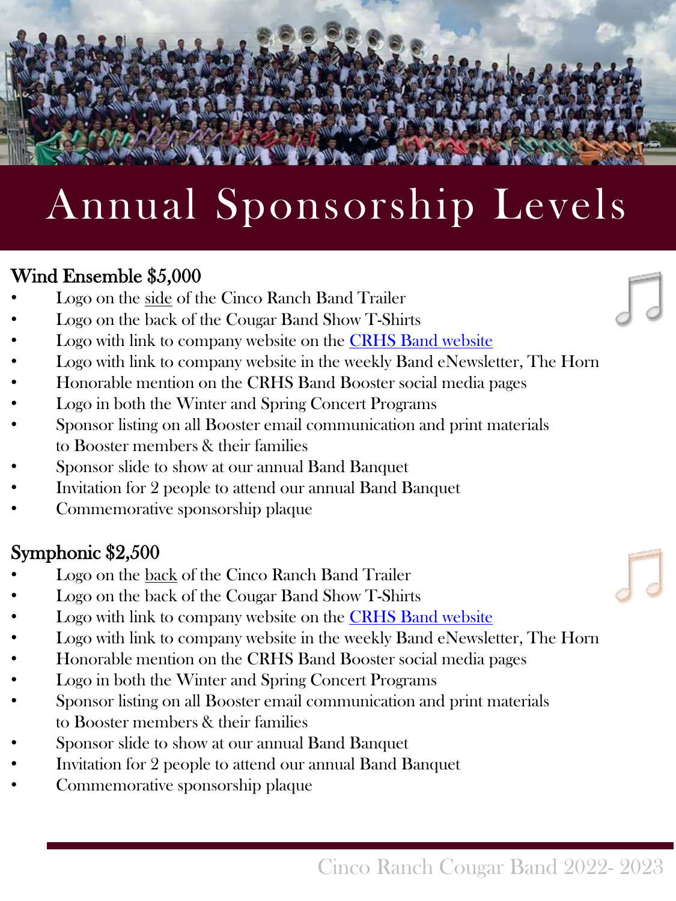# Annual Sponsorship Levels

## Wind Ensemble $5,000

- Logo on the side of the Cinco Ranch Band Trailer
- Logo on the back of the Cougar Band Show T-Shirts
- Logo with link to company website on the CRHS Band website
- Logo with link to company website in the weekly Band eNewsletter, The Horn
- Honorable mention on the CRHS Band Booster social media pages
- Logo in both the Winter and Spring Concert Programs
- Sponsor listing on all Booster email communication and print materials to Booster members & their families
- Sponsor slide to show at our annual Band Banquet
- Invitation for 2 people to attend our annual Band Banquet
- Commemorative sponsorship plaque

## Symphonic $2,500

- Logo on the back of the Cinco Ranch Band Trailer
- Logo on the back of the Cougar Band Show T-Shirts
- Logo with link to company website on the CRHS Band website
- Logo with link to company website in the weekly Band eNewsletter, The Horn
- Honorable mention on the CRHS Band Booster social media pages
- Logo in both the Winter and Spring Concert Programs
- Sponsor listing on all Booster email communication and print materials to Booster members & their families
- Sponsor slide to show at our annual Band Banquet
- Invitation for 2 people to attend our annual Band Banquet
- Commemorative sponsorship plaque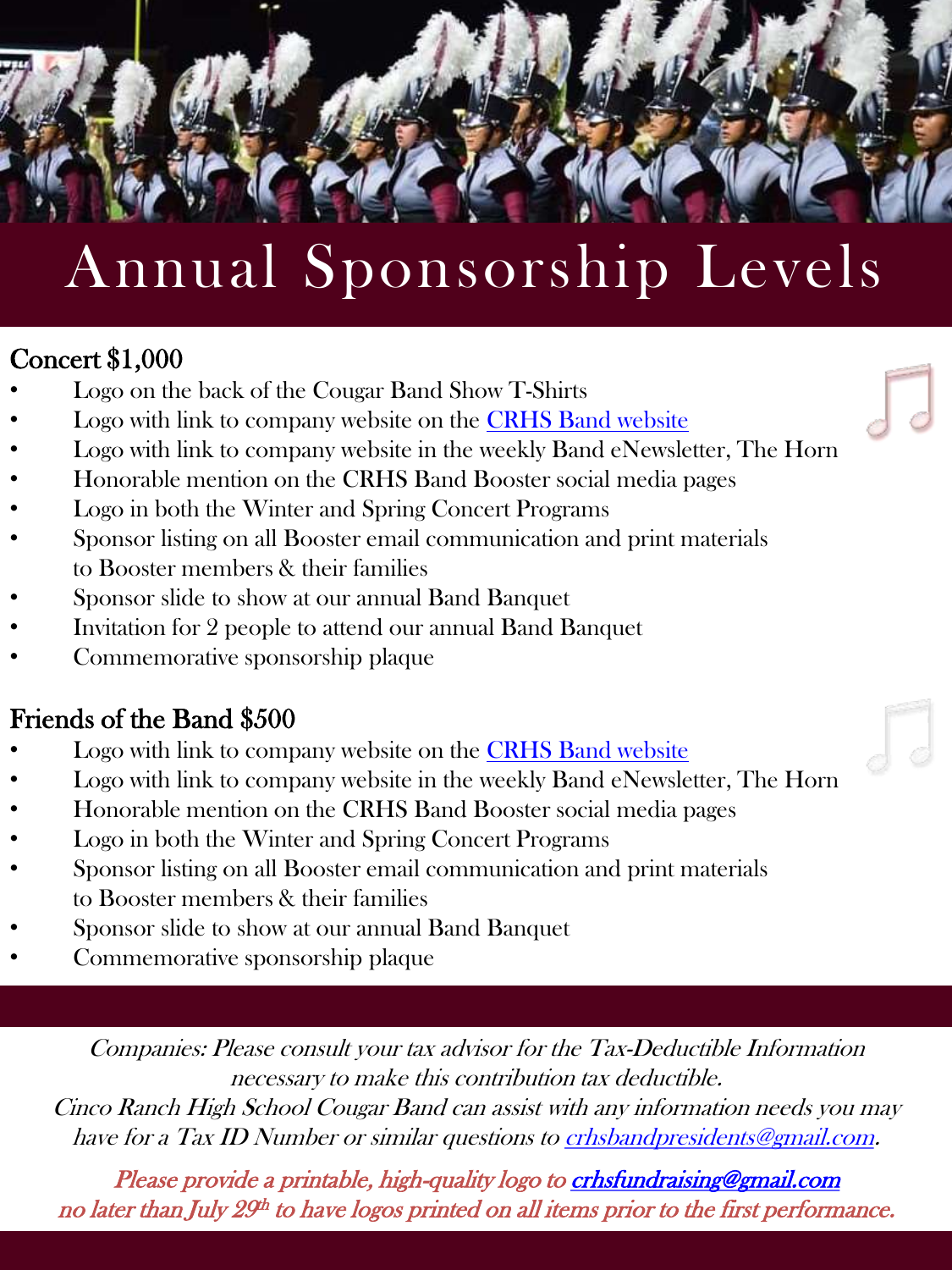# Annual Sponsorship Levels

## Concert $1,000

- Logo on the back of the Cougar Band Show T-Shirts
- Logo with link to company website on the CRHS Band website
- Logo with link to company website in the weekly Band eNewsletter, The Horn
- Honorable mention on the CRHS Band Booster social media pages
- Logo in both the Winter and Spring Concert Programs
- Sponsor listing on all Booster email communication and print materials to Booster members & their families
- Sponsor slide to show at our annual Band Banquet
- Invitation for 2 people to attend our annual Band Banquet
- Commemorative sponsorship plaque

## Friends of the Band $500

- Logo with link to company website on the CRHS Band website
- Logo with link to company website in the weekly Band eNewsletter, The Horn
- Honorable mention on the CRHS Band Booster social media pages
- Logo in both the Winter and Spring Concert Programs
- Sponsor listing on all Booster email communication and print materials to Booster members & their families
- Sponsor slide to show at our annual Band Banquet
- Commemorative sponsorship plaque

*Companies: Please consult your tax advisor for the Tax-Deductible Information necessary to make this contribution tax deductible. Cinco Ranch High School Cougar Band can assist with any information needs you may have for a Tax ID Number or similar questions to crhsbandpresidents@gmail.com.*

*Please provide a printable, high-quality logo to crhsfundraising@gmail.com no later than July 29th to have logos printed on all items prior to the first performance.*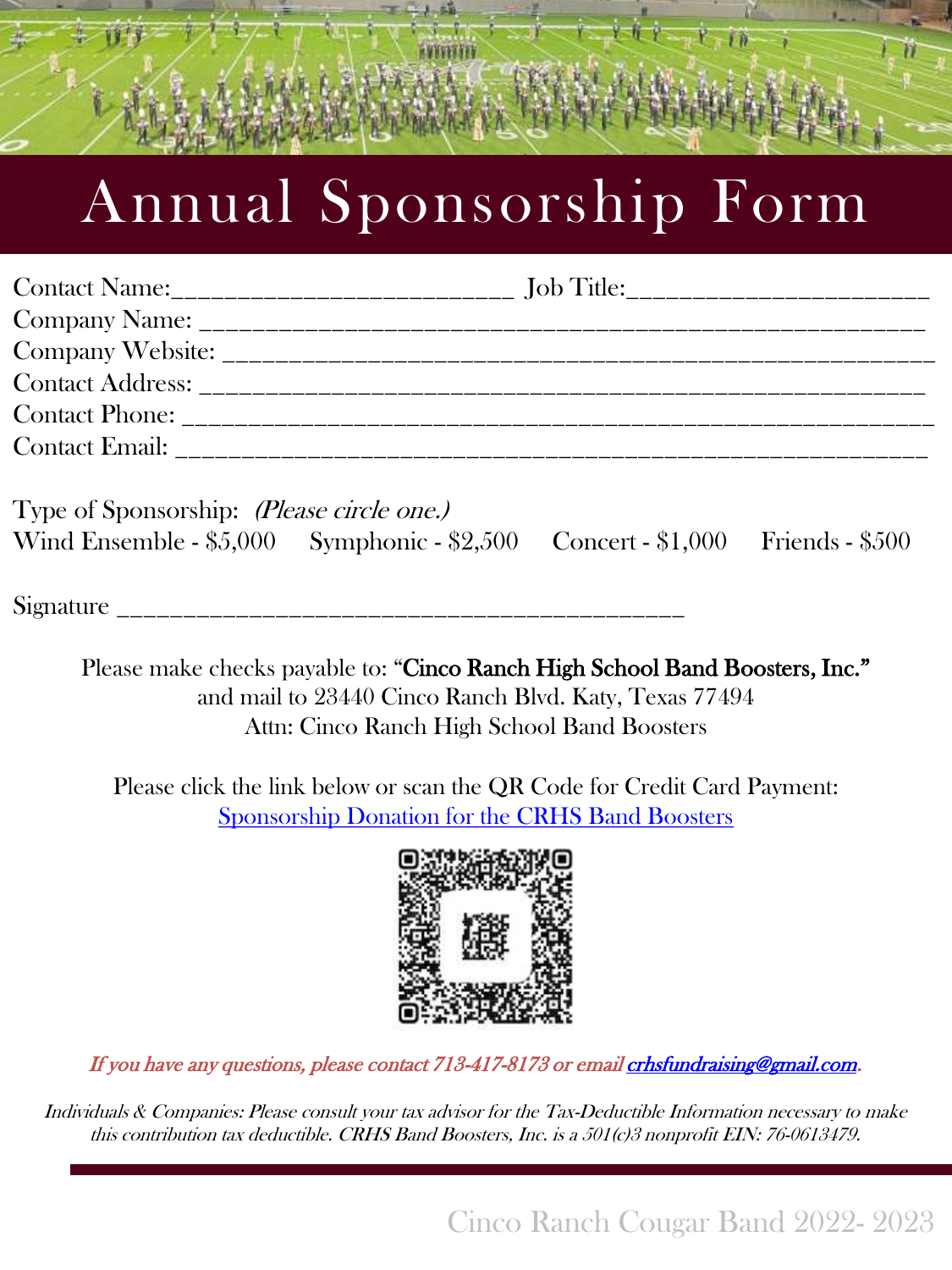# Annual Sponsorship Form

Contact Name:__________________________ Job Title:______________________
Company Name: ________________________________________________________
Company Website: ______________________________________________________
Contact Address: _______________________________________________________
Contact Phone: _________________________________________________________
Contact Email: _________________________________________________________

Type of Sponsorship: *(Please circle one.)*
Wind Ensemble - $5,000  Symphonic - $2,500  Concert - $1,000  Friends - $500

Signature _____________________________________________

Please make checks payable to: "**Cinco Ranch High School Band Boosters, Inc.**"
and mail to 23440 Cinco Ranch Blvd. Katy, Texas 77494
Attn: Cinco Ranch High School Band Boosters

Please click the link below or scan the QR Code for Credit Card Payment:
[Sponsorship Donation for the CRHS Band Boosters]

*If you have any questions, please contact 713-417-8173 or email crhsfundraising@gmail.com.*

*Individuals & Companies: Please consult your tax advisor for the Tax-Deductible Information necessary to make this contribution tax deductible. CRHS Band Boosters, Inc. is a 501(c)3 nonprofit EIN: 76-0613479.*

Cinco Ranch Cougar Band 2022- 2023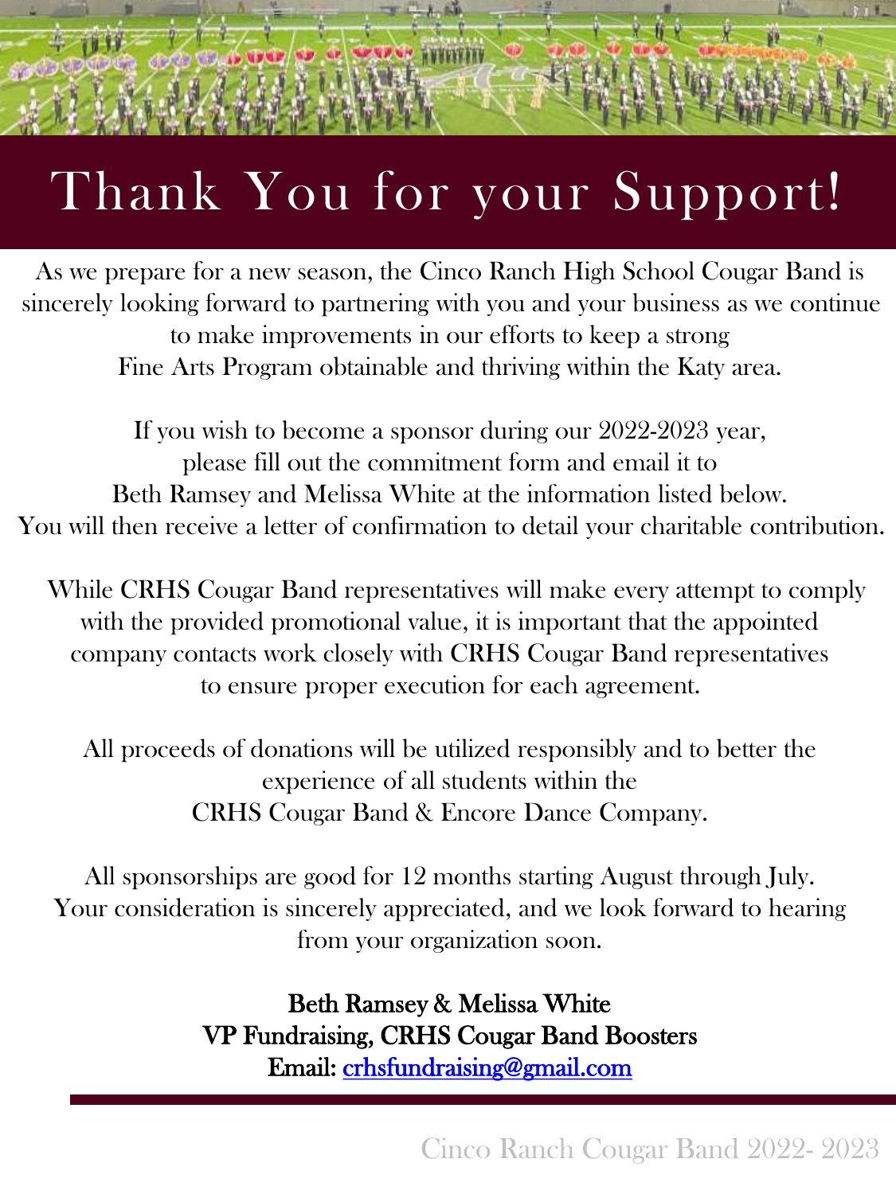# Thank You for your Support!

As we prepare for a new season, the Cinco Ranch High School Cougar Band is sincerely looking forward to partnering with you and your business as we continue to make improvements in our efforts to keep a strong Fine Arts Program obtainable and thriving within the Katy area.

If you wish to become a sponsor during our 2022-2023 year, please fill out the commitment form and email it to Beth Ramsey and Melissa White at the information listed below. You will then receive a letter of confirmation to detail your charitable contribution.

While CRHS Cougar Band representatives will make every attempt to comply with the provided promotional value, it is important that the appointed company contacts work closely with CRHS Cougar Band representatives to ensure proper execution for each agreement.

All proceeds of donations will be utilized responsibly and to better the experience of all students within the CRHS Cougar Band & Encore Dance Company.

All sponsorships are good for 12 months starting August through July. Your consideration is sincerely appreciated, and we look forward to hearing from your organization soon.

**Beth Ramsey & Melissa White**
**VP Fundraising, CRHS Cougar Band Boosters**
**Email: crhsfundraising@gmail.com**

Cinco Ranch Cougar Band 2022- 2023